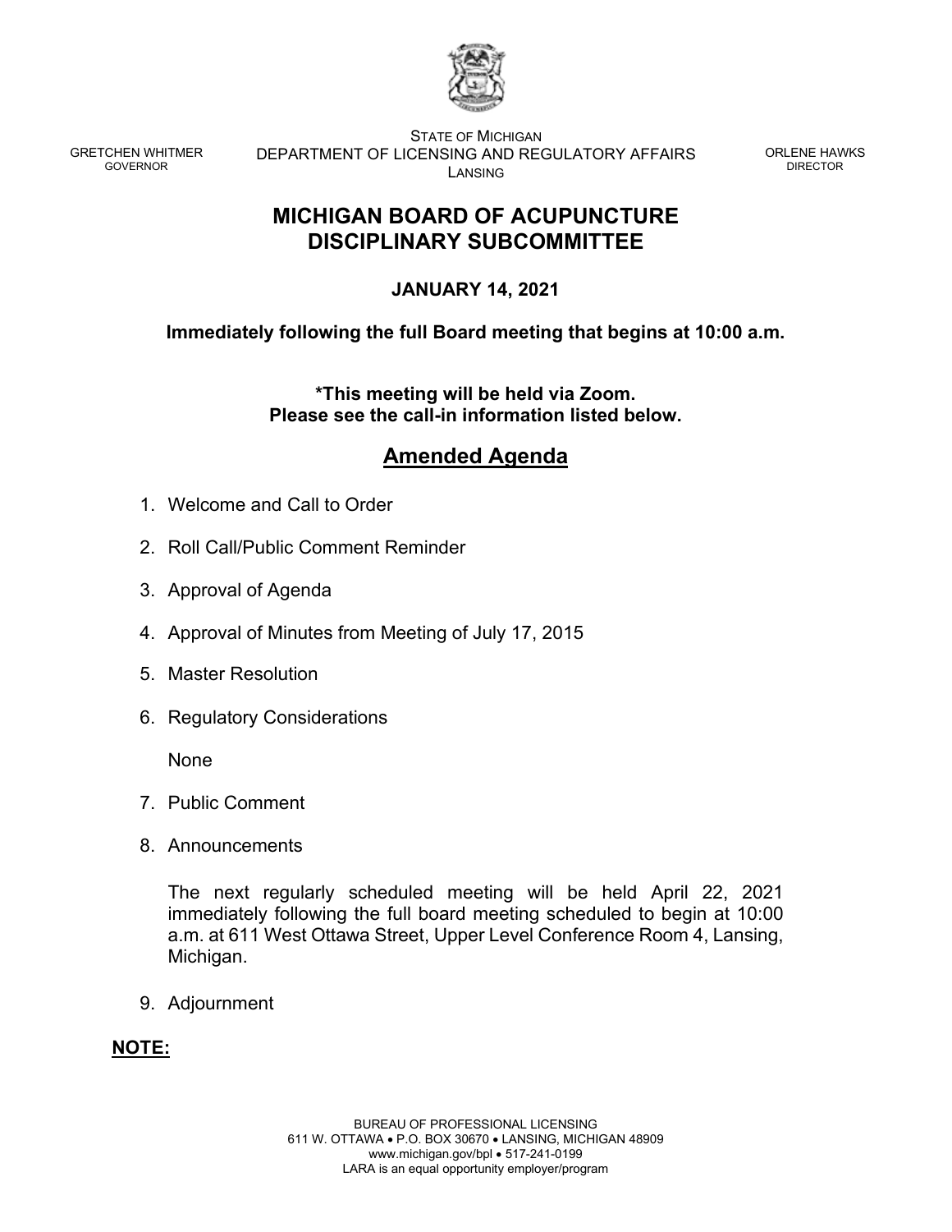GRETCHEN WHITMER
GOVERNOR

STATE OF MICHIGAN
DEPARTMENT OF LICENSING AND REGULATORY AFFAIRS
LANSING

ORLENE HAWKS
DIRECTOR

# MICHIGAN BOARD OF ACUPUNCTURE DISCIPLINARY SUBCOMMITTEE

**JANUARY 14, 2021**

**Immediately following the full Board meeting that begins at 10:00 a.m.**

**\*This meeting will be held via Zoom.
Please see the call-in information listed below.**

## Amended Agenda

1. Welcome and Call to Order
2. Roll Call/Public Comment Reminder
3. Approval of Agenda
4. Approval of Minutes from Meeting of July 17, 2015
5. Master Resolution
6. Regulatory Considerations

   None

7. Public Comment
8. Announcements

   The next regularly scheduled meeting will be held April 22, 2021 immediately following the full board meeting scheduled to begin at 10:00 a.m. at 611 West Ottawa Street, Upper Level Conference Room 4, Lansing, Michigan.

9. Adjournment

**NOTE:**

BUREAU OF PROFESSIONAL LICENSING
611 W. OTTAWA • P.O. BOX 30670 • LANSING, MICHIGAN 48909
www.michigan.gov/bpl • 517-241-0199
LARA is an equal opportunity employer/program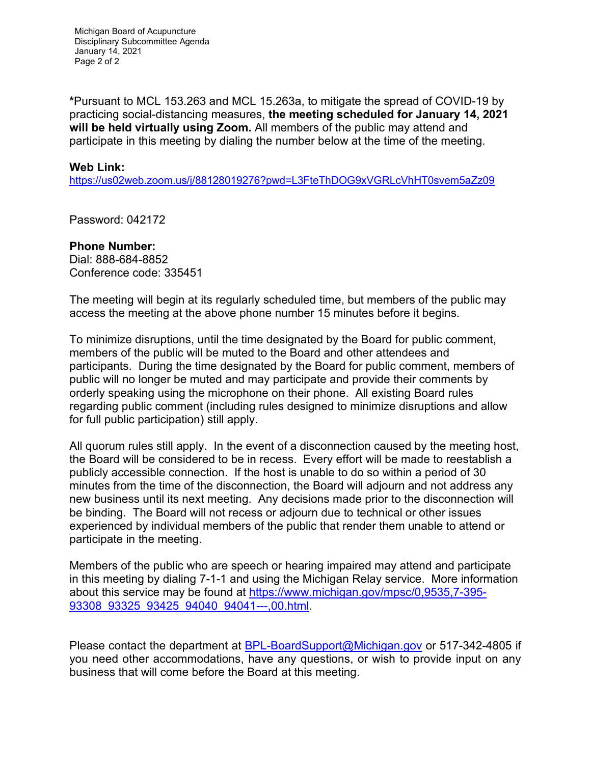***Pursuant to MCL 153.263 and MCL 15.263a, to mitigate the spread of COVID-19 by practicing social-distancing measures, the meeting scheduled for January 14, 2021 will be held virtually using Zoom.** All members of the public may attend and participate in this meeting by dialing the number below at the time of the meeting.

**Web Link:**
https://us02web.zoom.us/j/88128019276?pwd=L3FteThDOG9xVGRLcVhHT0svem5aZz09

Password: 042172

**Phone Number:**
Dial: 888-684-8852
Conference code: 335451

The meeting will begin at its regularly scheduled time, but members of the public may access the meeting at the above phone number 15 minutes before it begins.

To minimize disruptions, until the time designated by the Board for public comment, members of the public will be muted to the Board and other attendees and participants. During the time designated by the Board for public comment, members of public will no longer be muted and may participate and provide their comments by orderly speaking using the microphone on their phone. All existing Board rules regarding public comment (including rules designed to minimize disruptions and allow for full public participation) still apply.

All quorum rules still apply. In the event of a disconnection caused by the meeting host, the Board will be considered to be in recess. Every effort will be made to reestablish a publicly accessible connection. If the host is unable to do so within a period of 30 minutes from the time of the disconnection, the Board will adjourn and not address any new business until its next meeting. Any decisions made prior to the disconnection will be binding. The Board will not recess or adjourn due to technical or other issues experienced by individual members of the public that render them unable to attend or participate in the meeting.

Members of the public who are speech or hearing impaired may attend and participate in this meeting by dialing 7-1-1 and using the Michigan Relay service. More information about this service may be found at https://www.michigan.gov/mpsc/0,9535,7-395-93308_93325_93425_94040_94041---,00.html.

Please contact the department at BPL-BoardSupport@Michigan.gov or 517-342-4805 if you need other accommodations, have any questions, or wish to provide input on any business that will come before the Board at this meeting.